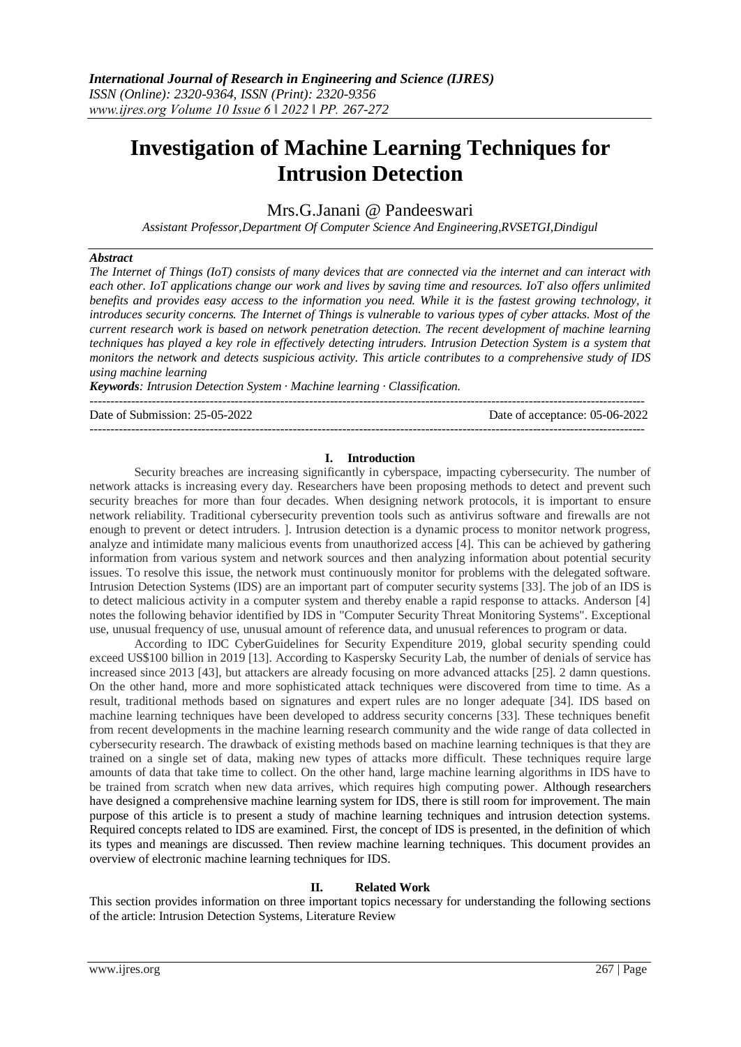# Investigation of Machine Learning Techniques for Intrusion Detection

Mrs.G.Janani @ Pandeeswari

*Assistant Professor,Department Of Computer Science And Engineering,RVSETGI,Dindigul*

***Abstract***

*The Internet of Things (IoT) consists of many devices that are connected via the internet and can interact with each other. IoT applications change our work and lives by saving time and resources. IoT also offers unlimited benefits and provides easy access to the information you need. While it is the fastest growing technology, it introduces security concerns. The Internet of Things is vulnerable to various types of cyber attacks. Most of the current research work is based on network penetration detection. The recent development of machine learning techniques has played a key role in effectively detecting intruders. Intrusion Detection System is a system that monitors the network and detects suspicious activity. This article contributes to a comprehensive study of IDS using machine learning*

***Keywords****: Intrusion Detection System · Machine learning · Classification.*

---

Date of Submission: 25-05-2022 Date of acceptance: 05-06-2022

---

## I. Introduction

Security breaches are increasing significantly in cyberspace, impacting cybersecurity. The number of network attacks is increasing every day. Researchers have been proposing methods to detect and prevent such security breaches for more than four decades. When designing network protocols, it is important to ensure network reliability. Traditional cybersecurity prevention tools such as antivirus software and firewalls are not enough to prevent or detect intruders. ]. Intrusion detection is a dynamic process to monitor network progress, analyze and intimidate many malicious events from unauthorized access [4]. This can be achieved by gathering information from various system and network sources and then analyzing information about potential security issues. To resolve this issue, the network must continuously monitor for problems with the delegated software. Intrusion Detection Systems (IDS) are an important part of computer security systems [33]. The job of an IDS is to detect malicious activity in a computer system and thereby enable a rapid response to attacks. Anderson [4] notes the following behavior identified by IDS in "Computer Security Threat Monitoring Systems". Exceptional use, unusual frequency of use, unusual amount of reference data, and unusual references to program or data.

According to IDC CyberGuidelines for Security Expenditure 2019, global security spending could exceed US$100 billion in 2019 [13]. According to Kaspersky Security Lab, the number of denials of service has increased since 2013 [43], but attackers are already focusing on more advanced attacks [25]. 2 damn questions. On the other hand, more and more sophisticated attack techniques were discovered from time to time. As a result, traditional methods based on signatures and expert rules are no longer adequate [34]. IDS based on machine learning techniques have been developed to address security concerns [33]. These techniques benefit from recent developments in the machine learning research community and the wide range of data collected in cybersecurity research. The drawback of existing methods based on machine learning techniques is that they are trained on a single set of data, making new types of attacks more difficult. These techniques require large amounts of data that take time to collect. On the other hand, large machine learning algorithms in IDS have to be trained from scratch when new data arrives, which requires high computing power. Although researchers have designed a comprehensive machine learning system for IDS, there is still room for improvement. The main purpose of this article is to present a study of machine learning techniques and intrusion detection systems. Required concepts related to IDS are examined. First, the concept of IDS is presented, in the definition of which its types and meanings are discussed. Then review machine learning techniques. This document provides an overview of electronic machine learning techniques for IDS.

## II. Related Work

This section provides information on three important topics necessary for understanding the following sections of the article: Intrusion Detection Systems, Literature Review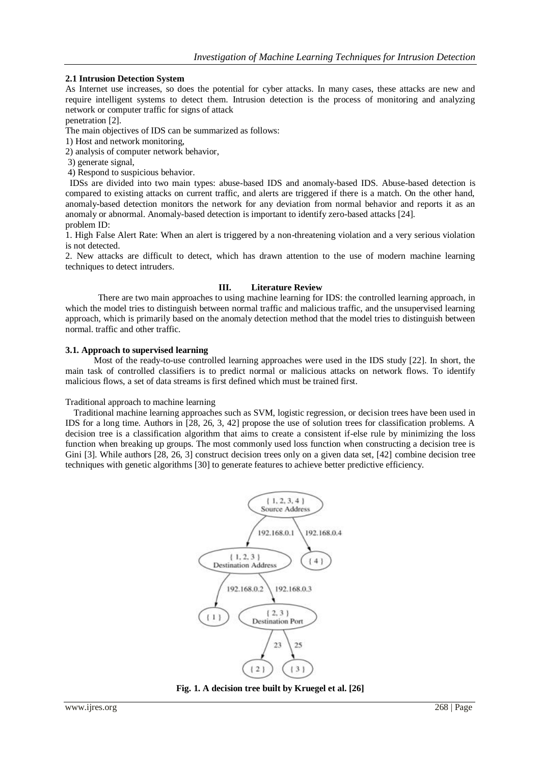### 2.1 Intrusion Detection System

As Internet use increases, so does the potential for cyber attacks. In many cases, these attacks are new and require intelligent systems to detect them. Intrusion detection is the process of monitoring and analyzing network or computer traffic for signs of attack penetration [2].

The main objectives of IDS can be summarized as follows:

1) Host and network monitoring,
2) analysis of computer network behavior,
3) generate signal,
4) Respond to suspicious behavior.

IDSs are divided into two main types: abuse-based IDS and anomaly-based IDS. Abuse-based detection is compared to existing attacks on current traffic, and alerts are triggered if there is a match. On the other hand, anomaly-based detection monitors the network for any deviation from normal behavior and reports it as an anomaly or abnormal. Anomaly-based detection is important to identify zero-based attacks [24].

problem ID:

1. High False Alert Rate: When an alert is triggered by a non-threatening violation and a very serious violation is not detected.
2. New attacks are difficult to detect, which has drawn attention to the use of modern machine learning techniques to detect intruders.

## III. Literature Review

There are two main approaches to using machine learning for IDS: the controlled learning approach, in which the model tries to distinguish between normal traffic and malicious traffic, and the unsupervised learning approach, which is primarily based on the anomaly detection method that the model tries to distinguish between normal. traffic and other traffic.

### 3.1. Approach to supervised learning

Most of the ready-to-use controlled learning approaches were used in the IDS study [22]. In short, the main task of controlled classifiers is to predict normal or malicious attacks on network flows. To identify malicious flows, a set of data streams is first defined which must be trained first.

Traditional approach to machine learning

Traditional machine learning approaches such as SVM, logistic regression, or decision trees have been used in IDS for a long time. Authors in [28, 26, 3, 42] propose the use of solution trees for classification problems. A decision tree is a classification algorithm that aims to create a consistent if-else rule by minimizing the loss function when breaking up groups. The most commonly used loss function when constructing a decision tree is Gini [3]. While authors [28, 26, 3] construct decision trees only on a given data set, [42] combine decision tree techniques with genetic algorithms [30] to generate features to achieve better predictive efficiency.

**Fig. 1. A decision tree built by Kruegel et al. [26]**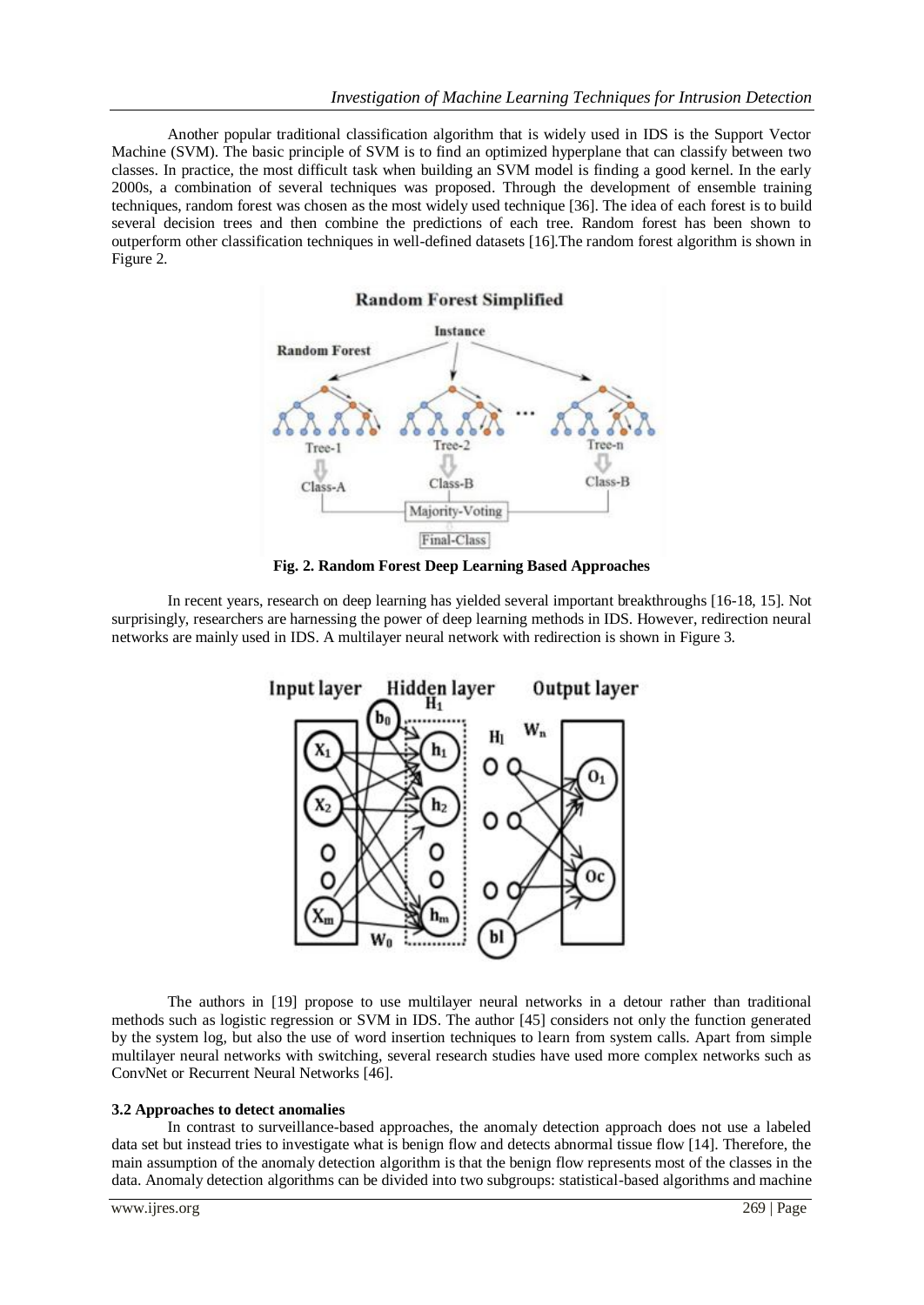Another popular traditional classification algorithm that is widely used in IDS is the Support Vector Machine (SVM). The basic principle of SVM is to find an optimized hyperplane that can classify between two classes. In practice, the most difficult task when building an SVM model is finding a good kernel. In the early 2000s, a combination of several techniques was proposed. Through the development of ensemble training techniques, random forest was chosen as the most widely used technique [36]. The idea of each forest is to build several decision trees and then combine the predictions of each tree. Random forest has been shown to outperform other classification techniques in well-defined datasets [16].The random forest algorithm is shown in Figure 2.

**Fig. 2. Random Forest Deep Learning Based Approaches**

In recent years, research on deep learning has yielded several important breakthroughs [16-18, 15]. Not surprisingly, researchers are harnessing the power of deep learning methods in IDS. However, redirection neural networks are mainly used in IDS. A multilayer neural network with redirection is shown in Figure 3.

The authors in [19] propose to use multilayer neural networks in a detour rather than traditional methods such as logistic regression or SVM in IDS. The author [45] considers not only the function generated by the system log, but also the use of word insertion techniques to learn from system calls. Apart from simple multilayer neural networks with switching, several research studies have used more complex networks such as ConvNet or Recurrent Neural Networks [46].

### 3.2 Approaches to detect anomalies

In contrast to surveillance-based approaches, the anomaly detection approach does not use a labeled data set but instead tries to investigate what is benign flow and detects abnormal tissue flow [14]. Therefore, the main assumption of the anomaly detection algorithm is that the benign flow represents most of the classes in the data. Anomaly detection algorithms can be divided into two subgroups: statistical-based algorithms and machine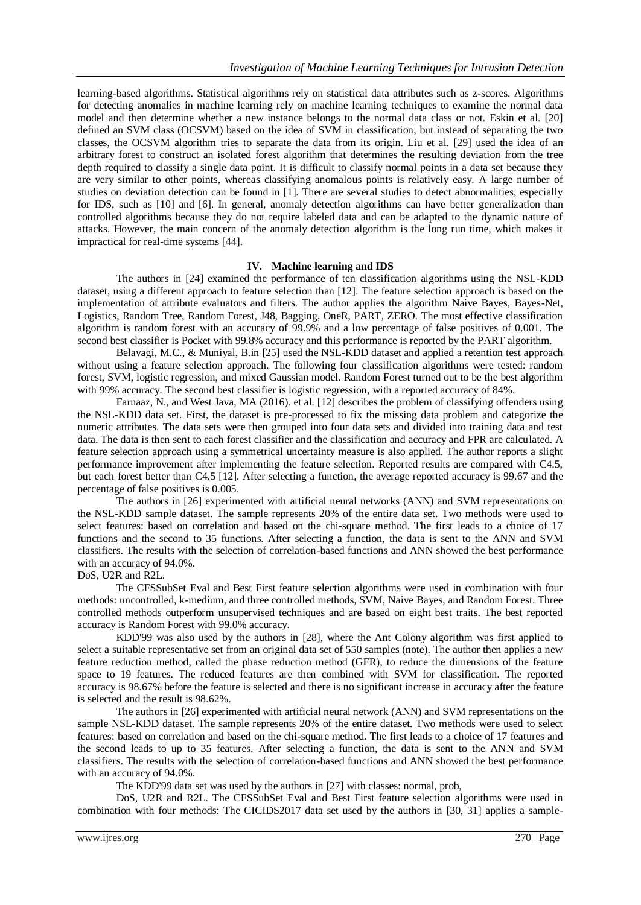learning-based algorithms. Statistical algorithms rely on statistical data attributes such as z-scores. Algorithms for detecting anomalies in machine learning rely on machine learning techniques to examine the normal data model and then determine whether a new instance belongs to the normal data class or not. Eskin et al. [20] defined an SVM class (OCSVM) based on the idea of SVM in classification, but instead of separating the two classes, the OCSVM algorithm tries to separate the data from its origin. Liu et al. [29] used the idea of an arbitrary forest to construct an isolated forest algorithm that determines the resulting deviation from the tree depth required to classify a single data point. It is difficult to classify normal points in a data set because they are very similar to other points, whereas classifying anomalous points is relatively easy. A large number of studies on deviation detection can be found in [1]. There are several studies to detect abnormalities, especially for IDS, such as [10] and [6]. In general, anomaly detection algorithms can have better generalization than controlled algorithms because they do not require labeled data and can be adapted to the dynamic nature of attacks. However, the main concern of the anomaly detection algorithm is the long run time, which makes it impractical for real-time systems [44].

## IV. Machine learning and IDS

The authors in [24] examined the performance of ten classification algorithms using the NSL-KDD dataset, using a different approach to feature selection than [12]. The feature selection approach is based on the implementation of attribute evaluators and filters. The author applies the algorithm Naive Bayes, Bayes-Net, Logistics, Random Tree, Random Forest, J48, Bagging, OneR, PART, ZERO. The most effective classification algorithm is random forest with an accuracy of 99.9% and a low percentage of false positives of 0.001. The second best classifier is Pocket with 99.8% accuracy and this performance is reported by the PART algorithm.

Belavagi, M.C., & Muniyal, B.in [25] used the NSL-KDD dataset and applied a retention test approach without using a feature selection approach. The following four classification algorithms were tested: random forest, SVM, logistic regression, and mixed Gaussian model. Random Forest turned out to be the best algorithm with 99% accuracy. The second best classifier is logistic regression, with a reported accuracy of 84%.

Farnaaz, N., and West Java, MA (2016). et al. [12] describes the problem of classifying offenders using the NSL-KDD data set. First, the dataset is pre-processed to fix the missing data problem and categorize the numeric attributes. The data sets were then grouped into four data sets and divided into training data and test data. The data is then sent to each forest classifier and the classification and accuracy and FPR are calculated. A feature selection approach using a symmetrical uncertainty measure is also applied. The author reports a slight performance improvement after implementing the feature selection. Reported results are compared with C4.5, but each forest better than C4.5 [12]. After selecting a function, the average reported accuracy is 99.67 and the percentage of false positives is 0.005.

The authors in [26] experimented with artificial neural networks (ANN) and SVM representations on the NSL-KDD sample dataset. The sample represents 20% of the entire data set. Two methods were used to select features: based on correlation and based on the chi-square method. The first leads to a choice of 17 functions and the second to 35 functions. After selecting a function, the data is sent to the ANN and SVM classifiers. The results with the selection of correlation-based functions and ANN showed the best performance with an accuracy of 94.0%.

DoS, U2R and R2L.

The CFSSubSet Eval and Best First feature selection algorithms were used in combination with four methods: uncontrolled, k-medium, and three controlled methods, SVM, Naive Bayes, and Random Forest. Three controlled methods outperform unsupervised techniques and are based on eight best traits. The best reported accuracy is Random Forest with 99.0% accuracy.

KDD'99 was also used by the authors in [28], where the Ant Colony algorithm was first applied to select a suitable representative set from an original data set of 550 samples (note). The author then applies a new feature reduction method, called the phase reduction method (GFR), to reduce the dimensions of the feature space to 19 features. The reduced features are then combined with SVM for classification. The reported accuracy is 98.67% before the feature is selected and there is no significant increase in accuracy after the feature is selected and the result is 98.62%.

The authors in [26] experimented with artificial neural network (ANN) and SVM representations on the sample NSL-KDD dataset. The sample represents 20% of the entire dataset. Two methods were used to select features: based on correlation and based on the chi-square method. The first leads to a choice of 17 features and the second leads to up to 35 features. After selecting a function, the data is sent to the ANN and SVM classifiers. The results with the selection of correlation-based functions and ANN showed the best performance with an accuracy of 94.0%.

The KDD'99 data set was used by the authors in [27] with classes: normal, prob,

DoS, U2R and R2L. The CFSSubSet Eval and Best First feature selection algorithms were used in combination with four methods: The CICIDS2017 data set used by the authors in [30, 31] applies a sample-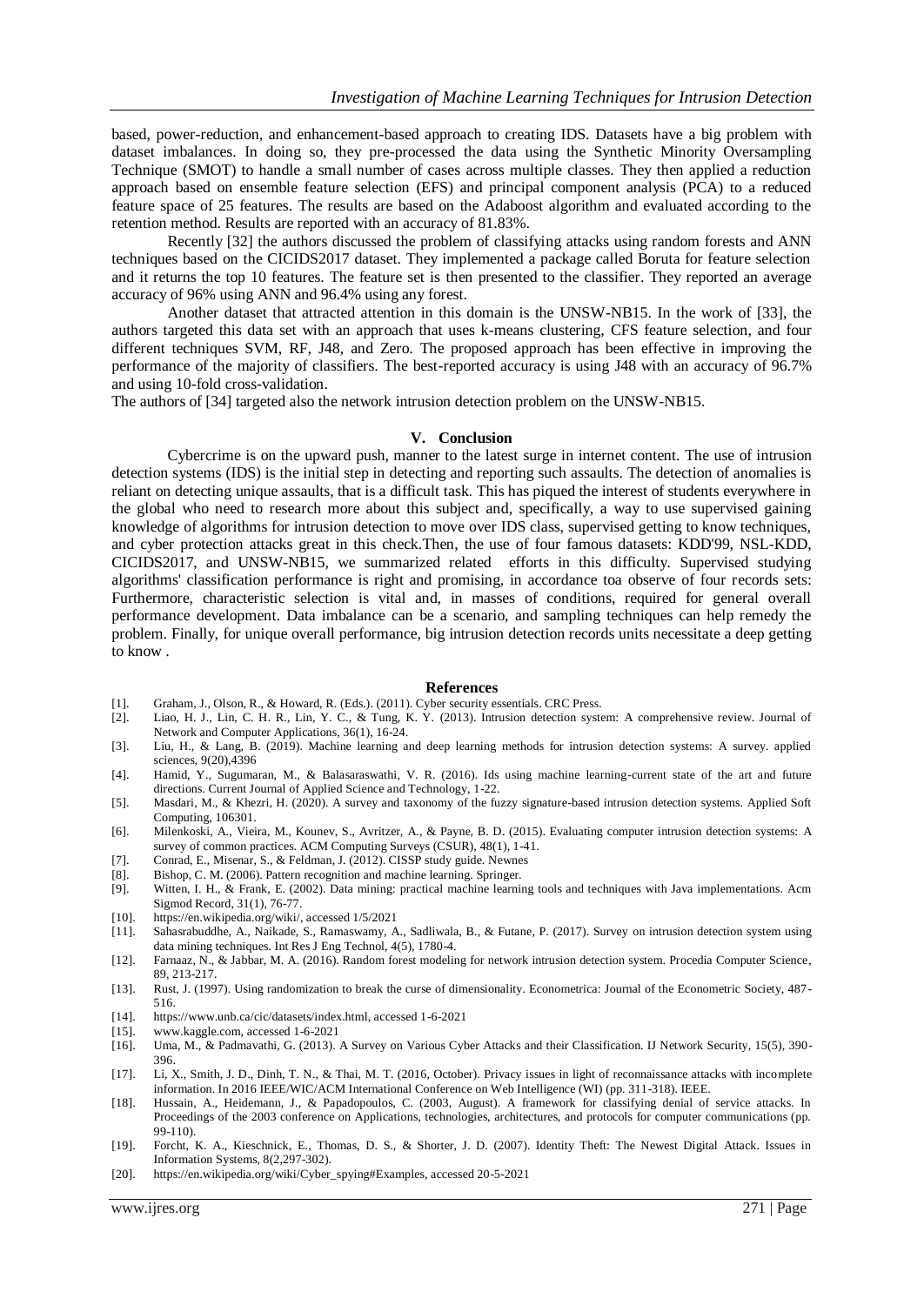based, power-reduction, and enhancement-based approach to creating IDS. Datasets have a big problem with dataset imbalances. In doing so, they pre-processed the data using the Synthetic Minority Oversampling Technique (SMOT) to handle a small number of cases across multiple classes. They then applied a reduction approach based on ensemble feature selection (EFS) and principal component analysis (PCA) to a reduced feature space of 25 features. The results are based on the Adaboost algorithm and evaluated according to the retention method. Results are reported with an accuracy of 81.83%.

Recently [32] the authors discussed the problem of classifying attacks using random forests and ANN techniques based on the CICIDS2017 dataset. They implemented a package called Boruta for feature selection and it returns the top 10 features. The feature set is then presented to the classifier. They reported an average accuracy of 96% using ANN and 96.4% using any forest.

Another dataset that attracted attention in this domain is the UNSW-NB15. In the work of [33], the authors targeted this data set with an approach that uses k-means clustering, CFS feature selection, and four different techniques SVM, RF, J48, and Zero. The proposed approach has been effective in improving the performance of the majority of classifiers. The best-reported accuracy is using J48 with an accuracy of 96.7% and using 10-fold cross-validation.

The authors of [34] targeted also the network intrusion detection problem on the UNSW-NB15.

## V. Conclusion

Cybercrime is on the upward push, manner to the latest surge in internet content. The use of intrusion detection systems (IDS) is the initial step in detecting and reporting such assaults. The detection of anomalies is reliant on detecting unique assaults, that is a difficult task. This has piqued the interest of students everywhere in the global who need to research more about this subject and, specifically, a way to use supervised gaining knowledge of algorithms for intrusion detection to move over IDS class, supervised getting to know techniques, and cyber protection attacks great in this check.Then, the use of four famous datasets: KDD'99, NSL-KDD, CICIDS2017, and UNSW-NB15, we summarized related efforts in this difficulty. Supervised studying algorithms' classification performance is right and promising, in accordance toa observe of four records sets: Furthermore, characteristic selection is vital and, in masses of conditions, required for general overall performance development. Data imbalance can be a scenario, and sampling techniques can help remedy the problem. Finally, for unique overall performance, big intrusion detection records units necessitate a deep getting to know .

## References

[1]. Graham, J., Olson, R., & Howard, R. (Eds.). (2011). Cyber security essentials. CRC Press.

[2]. Liao, H. J., Lin, C. H. R., Lin, Y. C., & Tung, K. Y. (2013). Intrusion detection system: A comprehensive review. Journal of Network and Computer Applications, 36(1), 16-24.

[3]. Liu, H., & Lang, B. (2019). Machine learning and deep learning methods for intrusion detection systems: A survey. applied sciences, 9(20),4396

[4]. Hamid, Y., Sugumaran, M., & Balasaraswathi, V. R. (2016). Ids using machine learning-current state of the art and future directions. Current Journal of Applied Science and Technology, 1-22.

[5]. Masdari, M., & Khezri, H. (2020). A survey and taxonomy of the fuzzy signature-based intrusion detection systems. Applied Soft Computing, 106301.

[6]. Milenkoski, A., Vieira, M., Kounev, S., Avritzer, A., & Payne, B. D. (2015). Evaluating computer intrusion detection systems: A survey of common practices. ACM Computing Surveys (CSUR), 48(1), 1-41.

[7]. Conrad, E., Misenar, S., & Feldman, J. (2012). CISSP study guide. Newnes

[8]. Bishop, C. M. (2006). Pattern recognition and machine learning. Springer.

[9]. Witten, I. H., & Frank, E. (2002). Data mining: practical machine learning tools and techniques with Java implementations. Acm Sigmod Record, 31(1), 76-77.

[10]. https://en.wikipedia.org/wiki/, accessed 1/5/2021

[11]. Sahasrabuddhe, A., Naikade, S., Ramaswamy, A., Sadliwala, B., & Futane, P. (2017). Survey on intrusion detection system using data mining techniques. Int Res J Eng Technol, 4(5), 1780-4.

[12]. Farnaaz, N., & Jabbar, M. A. (2016). Random forest modeling for network intrusion detection system. Procedia Computer Science, 89, 213-217.

[13]. Rust, J. (1997). Using randomization to break the curse of dimensionality. Econometrica: Journal of the Econometric Society, 487-516.

[14]. https://www.unb.ca/cic/datasets/index.html, accessed 1-6-2021

[15]. www.kaggle.com, accessed 1-6-2021

[16]. Uma, M., & Padmavathi, G. (2013). A Survey on Various Cyber Attacks and their Classification. IJ Network Security, 15(5), 390-396.

[17]. Li, X., Smith, J. D., Dinh, T. N., & Thai, M. T. (2016, October). Privacy issues in light of reconnaissance attacks with incomplete information. In 2016 IEEE/WIC/ACM International Conference on Web Intelligence (WI) (pp. 311-318). IEEE.

[18]. Hussain, A., Heidemann, J., & Papadopoulos, C. (2003, August). A framework for classifying denial of service attacks. In Proceedings of the 2003 conference on Applications, technologies, architectures, and protocols for computer communications (pp. 99-110).

[19]. Forcht, K. A., Kieschnick, E., Thomas, D. S., & Shorter, J. D. (2007). Identity Theft: The Newest Digital Attack. Issues in Information Systems, 8(2,297-302).

[20]. https://en.wikipedia.org/wiki/Cyber_spying#Examples, accessed 20-5-2021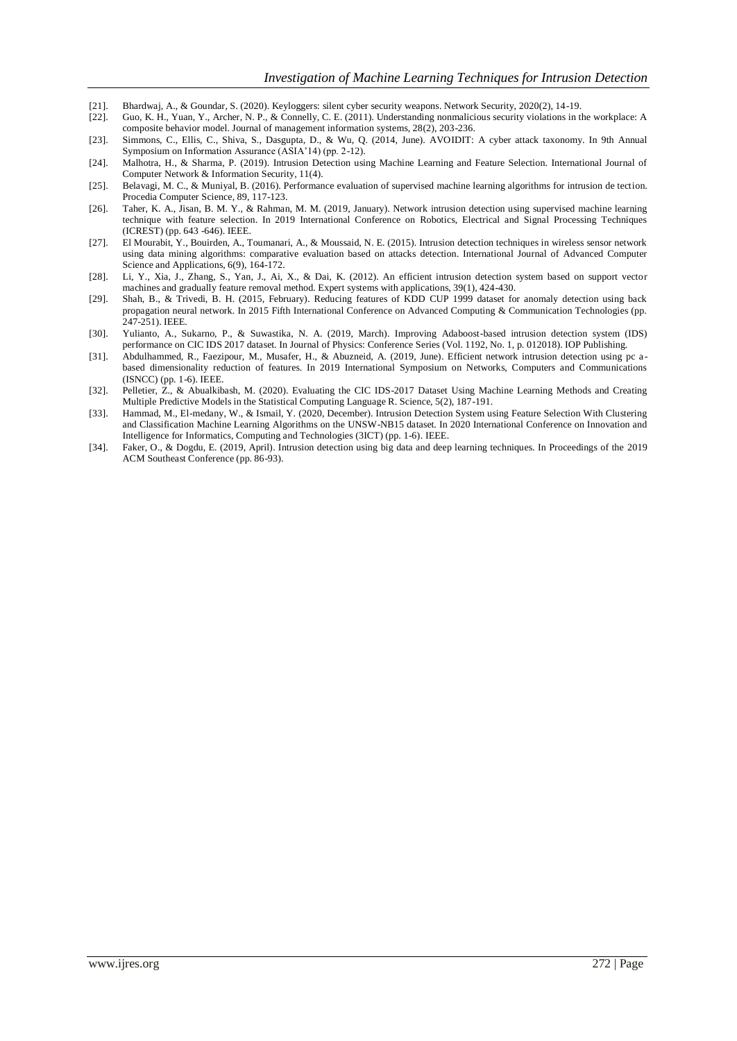[21]. Bhardwaj, A., & Goundar, S. (2020). Keyloggers: silent cyber security weapons. Network Security, 2020(2), 14-19.

[22]. Guo, K. H., Yuan, Y., Archer, N. P., & Connelly, C. E. (2011). Understanding nonmalicious security violations in the workplace: A composite behavior model. Journal of management information systems, 28(2), 203-236.

[23]. Simmons, C., Ellis, C., Shiva, S., Dasgupta, D., & Wu, Q. (2014, June). AVOIDIT: A cyber attack taxonomy. In 9th Annual Symposium on Information Assurance (ASIA'14) (pp. 2-12).

[24]. Malhotra, H., & Sharma, P. (2019). Intrusion Detection using Machine Learning and Feature Selection. International Journal of Computer Network & Information Security, 11(4).

[25]. Belavagi, M. C., & Muniyal, B. (2016). Performance evaluation of supervised machine learning algorithms for intrusion de tection. Procedia Computer Science, 89, 117-123.

[26]. Taher, K. A., Jisan, B. M. Y., & Rahman, M. M. (2019, January). Network intrusion detection using supervised machine learning technique with feature selection. In 2019 International Conference on Robotics, Electrical and Signal Processing Techniques (ICREST) (pp. 643 -646). IEEE.

[27]. El Mourabit, Y., Bouirden, A., Toumanari, A., & Moussaid, N. E. (2015). Intrusion detection techniques in wireless sensor network using data mining algorithms: comparative evaluation based on attacks detection. International Journal of Advanced Computer Science and Applications, 6(9), 164-172.

[28]. Li, Y., Xia, J., Zhang, S., Yan, J., Ai, X., & Dai, K. (2012). An efficient intrusion detection system based on support vector machines and gradually feature removal method. Expert systems with applications, 39(1), 424-430.

[29]. Shah, B., & Trivedi, B. H. (2015, February). Reducing features of KDD CUP 1999 dataset for anomaly detection using back propagation neural network. In 2015 Fifth International Conference on Advanced Computing & Communication Technologies (pp. 247-251). IEEE.

[30]. Yulianto, A., Sukarno, P., & Suwastika, N. A. (2019, March). Improving Adaboost-based intrusion detection system (IDS) performance on CIC IDS 2017 dataset. In Journal of Physics: Conference Series (Vol. 1192, No. 1, p. 012018). IOP Publishing.

[31]. Abdulhammed, R., Faezipour, M., Musafer, H., & Abuzneid, A. (2019, June). Efficient network intrusion detection using pc a-based dimensionality reduction of features. In 2019 International Symposium on Networks, Computers and Communications (ISNCC) (pp. 1-6). IEEE.

[32]. Pelletier, Z., & Abualkibash, M. (2020). Evaluating the CIC IDS-2017 Dataset Using Machine Learning Methods and Creating Multiple Predictive Models in the Statistical Computing Language R. Science, 5(2), 187-191.

[33]. Hammad, M., El-medany, W., & Ismail, Y. (2020, December). Intrusion Detection System using Feature Selection With Clustering and Classification Machine Learning Algorithms on the UNSW-NB15 dataset. In 2020 International Conference on Innovation and Intelligence for Informatics, Computing and Technologies (3ICT) (pp. 1-6). IEEE.

[34]. Faker, O., & Dogdu, E. (2019, April). Intrusion detection using big data and deep learning techniques. In Proceedings of the 2019 ACM Southeast Conference (pp. 86-93).